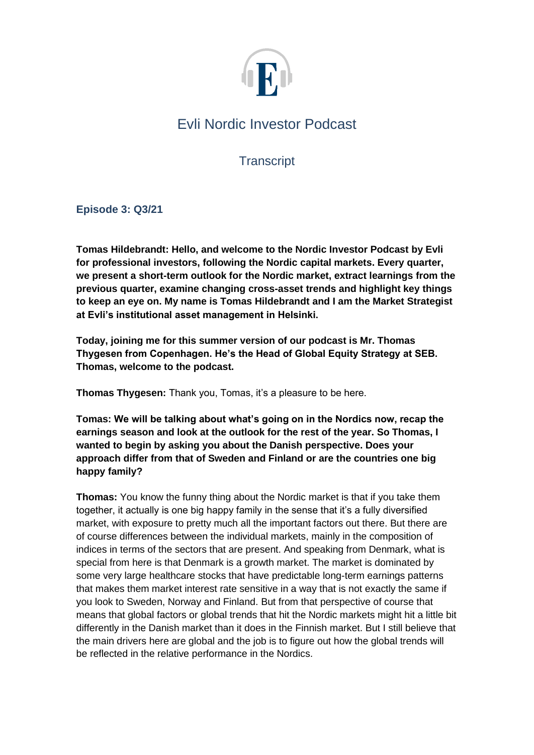# Evli Nordic Investor Podcast

## Transcript

### Episode 3: Q3/21

**Tomas Hildebrandt: Hello, and welcome to the Nordic Investor Podcast by Evli for professional investors, following the Nordic capital markets. Every quarter, we present a short-term outlook for the Nordic market, extract learnings from the previous quarter, examine changing cross-asset trends and highlight key things to keep an eye on. My name is Tomas Hildebrandt and I am the Market Strategist at Evli's institutional asset management in Helsinki.**

**Today, joining me for this summer version of our podcast is Mr. Thomas Thygesen from Copenhagen. He's the Head of Global Equity Strategy at SEB. Thomas, welcome to the podcast.**

**Thomas Thygesen:** Thank you, Tomas, it's a pleasure to be here.

**Tomas: We will be talking about what's going on in the Nordics now, recap the earnings season and look at the outlook for the rest of the year. So Thomas, I wanted to begin by asking you about the Danish perspective. Does your approach differ from that of Sweden and Finland or are the countries one big happy family?**

**Thomas:** You know the funny thing about the Nordic market is that if you take them together, it actually is one big happy family in the sense that it's a fully diversified market, with exposure to pretty much all the important factors out there. But there are of course differences between the individual markets, mainly in the composition of indices in terms of the sectors that are present. And speaking from Denmark, what is special from here is that Denmark is a growth market. The market is dominated by some very large healthcare stocks that have predictable long-term earnings patterns that makes them market interest rate sensitive in a way that is not exactly the same if you look to Sweden, Norway and Finland. But from that perspective of course that means that global factors or global trends that hit the Nordic markets might hit a little bit differently in the Danish market than it does in the Finnish market. But I still believe that the main drivers here are global and the job is to figure out how the global trends will be reflected in the relative performance in the Nordics.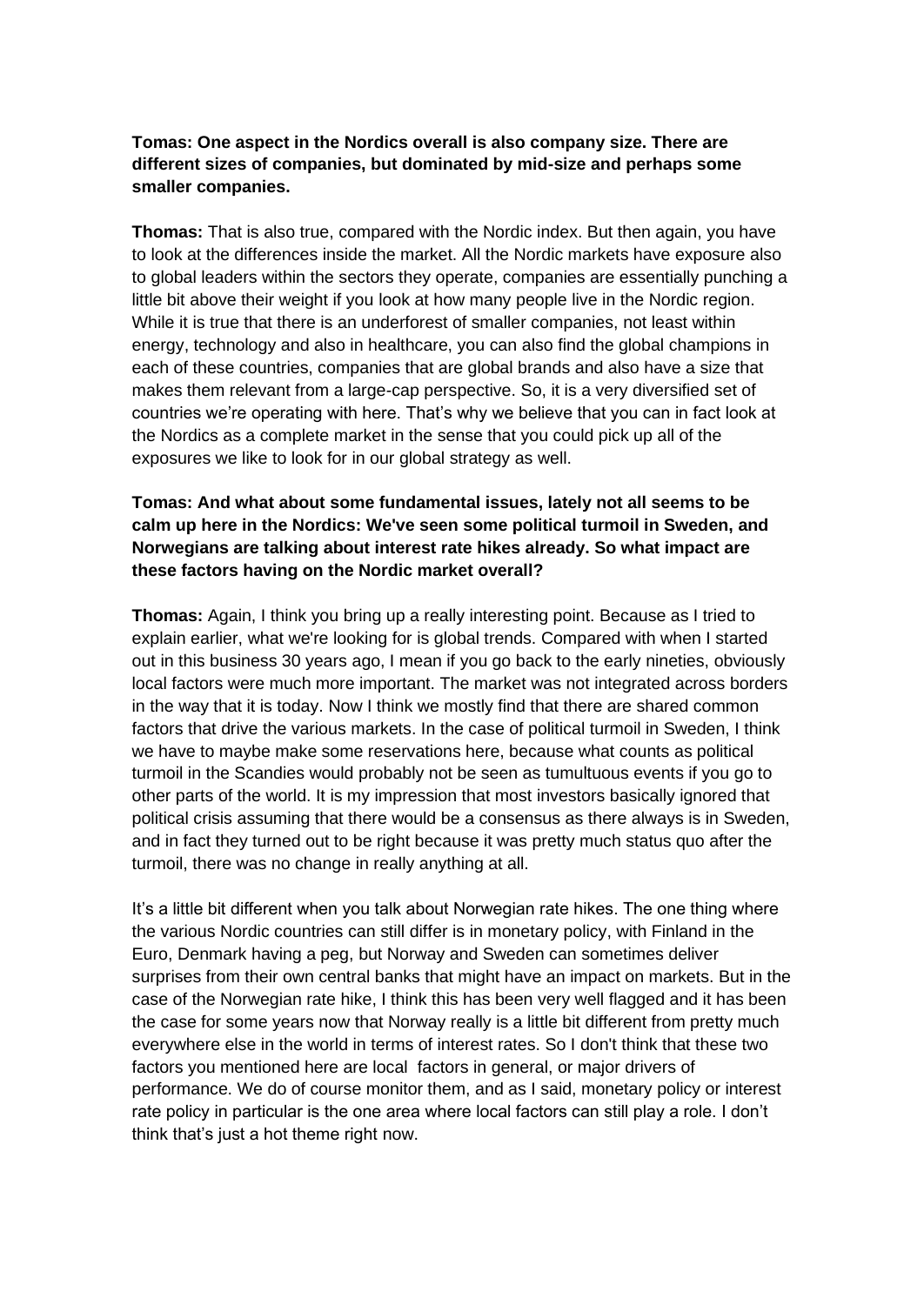**Tomas: One aspect in the Nordics overall is also company size. There are different sizes of companies, but dominated by mid-size and perhaps some smaller companies.**

**Thomas:** That is also true, compared with the Nordic index. But then again, you have to look at the differences inside the market. All the Nordic markets have exposure also to global leaders within the sectors they operate, companies are essentially punching a little bit above their weight if you look at how many people live in the Nordic region. While it is true that there is an underforest of smaller companies, not least within energy, technology and also in healthcare, you can also find the global champions in each of these countries, companies that are global brands and also have a size that makes them relevant from a large-cap perspective. So, it is a very diversified set of countries we're operating with here. That's why we believe that you can in fact look at the Nordics as a complete market in the sense that you could pick up all of the exposures we like to look for in our global strategy as well.

**Tomas: And what about some fundamental issues, lately not all seems to be calm up here in the Nordics: We've seen some political turmoil in Sweden, and Norwegians are talking about interest rate hikes already. So what impact are these factors having on the Nordic market overall?**

**Thomas:** Again, I think you bring up a really interesting point. Because as I tried to explain earlier, what we're looking for is global trends. Compared with when I started out in this business 30 years ago, I mean if you go back to the early nineties, obviously local factors were much more important. The market was not integrated across borders in the way that it is today. Now I think we mostly find that there are shared common factors that drive the various markets. In the case of political turmoil in Sweden, I think we have to maybe make some reservations here, because what counts as political turmoil in the Scandies would probably not be seen as tumultuous events if you go to other parts of the world. It is my impression that most investors basically ignored that political crisis assuming that there would be a consensus as there always is in Sweden, and in fact they turned out to be right because it was pretty much status quo after the turmoil, there was no change in really anything at all.

It's a little bit different when you talk about Norwegian rate hikes. The one thing where the various Nordic countries can still differ is in monetary policy, with Finland in the Euro, Denmark having a peg, but Norway and Sweden can sometimes deliver surprises from their own central banks that might have an impact on markets. But in the case of the Norwegian rate hike, I think this has been very well flagged and it has been the case for some years now that Norway really is a little bit different from pretty much everywhere else in the world in terms of interest rates. So I don't think that these two factors you mentioned here are local factors in general, or major drivers of performance. We do of course monitor them, and as I said, monetary policy or interest rate policy in particular is the one area where local factors can still play a role. I don't think that's just a hot theme right now.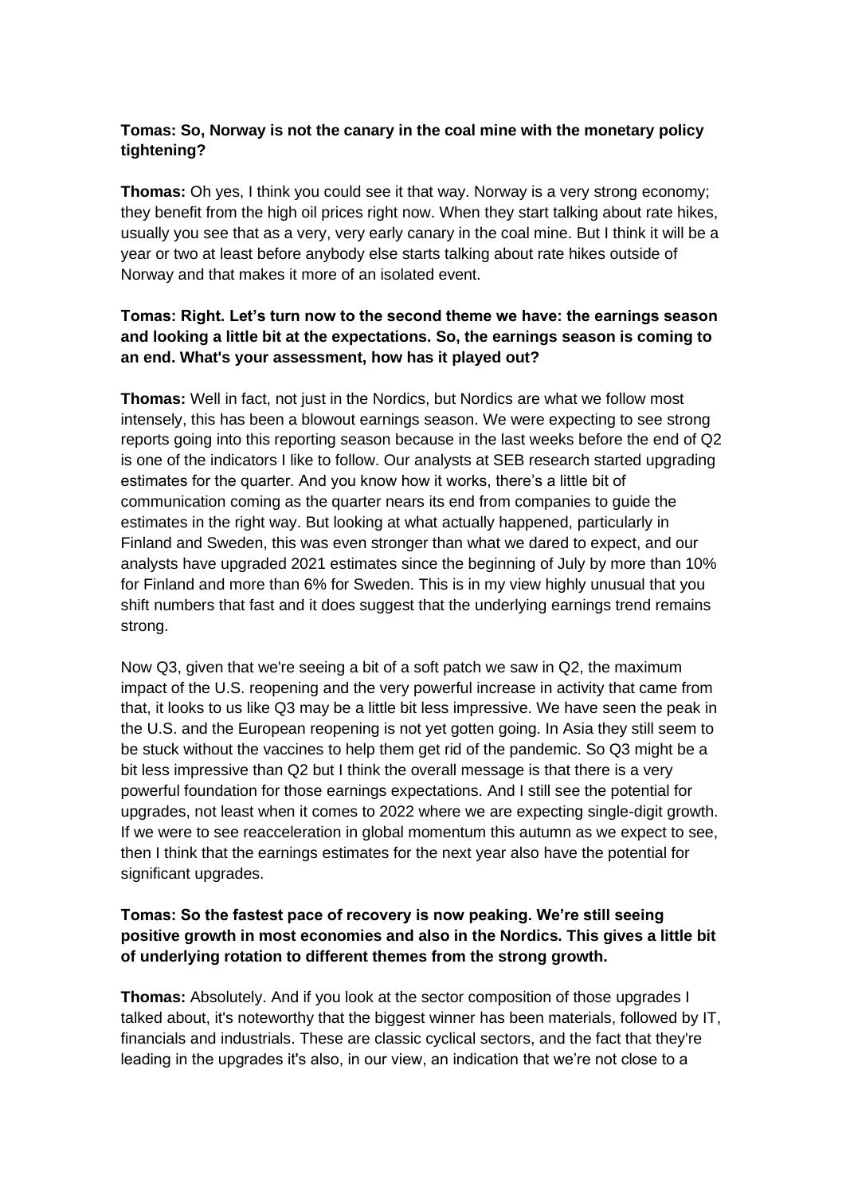**Tomas: So, Norway is not the canary in the coal mine with the monetary policy tightening?**

**Thomas:** Oh yes, I think you could see it that way. Norway is a very strong economy; they benefit from the high oil prices right now. When they start talking about rate hikes, usually you see that as a very, very early canary in the coal mine. But I think it will be a year or two at least before anybody else starts talking about rate hikes outside of Norway and that makes it more of an isolated event.

**Tomas: Right. Let's turn now to the second theme we have: the earnings season and looking a little bit at the expectations. So, the earnings season is coming to an end. What's your assessment, how has it played out?**

**Thomas:** Well in fact, not just in the Nordics, but Nordics are what we follow most intensely, this has been a blowout earnings season. We were expecting to see strong reports going into this reporting season because in the last weeks before the end of Q2 is one of the indicators I like to follow. Our analysts at SEB research started upgrading estimates for the quarter. And you know how it works, there's a little bit of communication coming as the quarter nears its end from companies to guide the estimates in the right way. But looking at what actually happened, particularly in Finland and Sweden, this was even stronger than what we dared to expect, and our analysts have upgraded 2021 estimates since the beginning of July by more than 10% for Finland and more than 6% for Sweden. This is in my view highly unusual that you shift numbers that fast and it does suggest that the underlying earnings trend remains strong.

Now Q3, given that we're seeing a bit of a soft patch we saw in Q2, the maximum impact of the U.S. reopening and the very powerful increase in activity that came from that, it looks to us like Q3 may be a little bit less impressive. We have seen the peak in the U.S. and the European reopening is not yet gotten going. In Asia they still seem to be stuck without the vaccines to help them get rid of the pandemic. So Q3 might be a bit less impressive than Q2 but I think the overall message is that there is a very powerful foundation for those earnings expectations. And I still see the potential for upgrades, not least when it comes to 2022 where we are expecting single-digit growth. If we were to see reacceleration in global momentum this autumn as we expect to see, then I think that the earnings estimates for the next year also have the potential for significant upgrades.

**Tomas: So the fastest pace of recovery is now peaking. We're still seeing positive growth in most economies and also in the Nordics. This gives a little bit of underlying rotation to different themes from the strong growth.**

**Thomas:** Absolutely. And if you look at the sector composition of those upgrades I talked about, it's noteworthy that the biggest winner has been materials, followed by IT, financials and industrials. These are classic cyclical sectors, and the fact that they're leading in the upgrades it's also, in our view, an indication that we're not close to a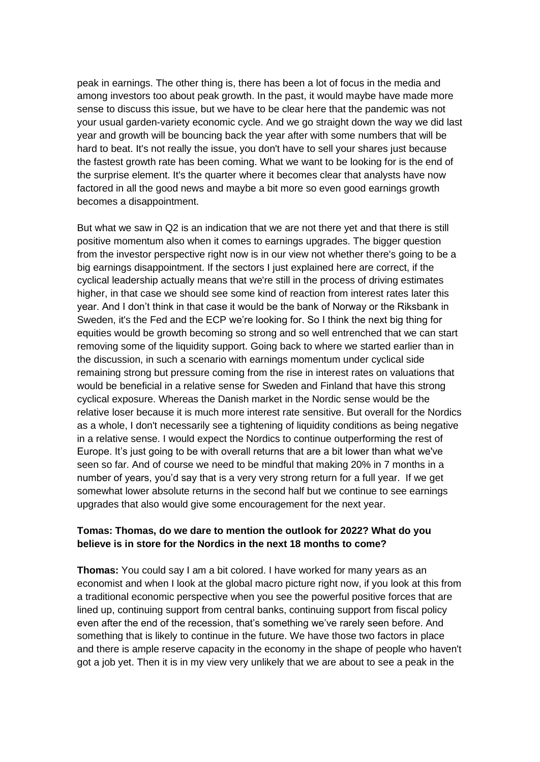peak in earnings. The other thing is, there has been a lot of focus in the media and among investors too about peak growth. In the past, it would maybe have made more sense to discuss this issue, but we have to be clear here that the pandemic was not your usual garden-variety economic cycle. And we go straight down the way we did last year and growth will be bouncing back the year after with some numbers that will be hard to beat. It's not really the issue, you don't have to sell your shares just because the fastest growth rate has been coming. What we want to be looking for is the end of the surprise element. It's the quarter where it becomes clear that analysts have now factored in all the good news and maybe a bit more so even good earnings growth becomes a disappointment.

But what we saw in Q2 is an indication that we are not there yet and that there is still positive momentum also when it comes to earnings upgrades. The bigger question from the investor perspective right now is in our view not whether there's going to be a big earnings disappointment. If the sectors I just explained here are correct, if the cyclical leadership actually means that we're still in the process of driving estimates higher, in that case we should see some kind of reaction from interest rates later this year. And I don't think in that case it would be the bank of Norway or the Riksbank in Sweden, it's the Fed and the ECP we're looking for. So I think the next big thing for equities would be growth becoming so strong and so well entrenched that we can start removing some of the liquidity support. Going back to where we started earlier than in the discussion, in such a scenario with earnings momentum under cyclical side remaining strong but pressure coming from the rise in interest rates on valuations that would be beneficial in a relative sense for Sweden and Finland that have this strong cyclical exposure. Whereas the Danish market in the Nordic sense would be the relative loser because it is much more interest rate sensitive. But overall for the Nordics as a whole, I don't necessarily see a tightening of liquidity conditions as being negative in a relative sense. I would expect the Nordics to continue outperforming the rest of Europe. It's just going to be with overall returns that are a bit lower than what we've seen so far. And of course we need to be mindful that making 20% in 7 months in a number of years, you'd say that is a very very strong return for a full year. If we get somewhat lower absolute returns in the second half but we continue to see earnings upgrades that also would give some encouragement for the next year.

**Tomas: Thomas, do we dare to mention the outlook for 2022? What do you believe is in store for the Nordics in the next 18 months to come?**

**Thomas:** You could say I am a bit colored. I have worked for many years as an economist and when I look at the global macro picture right now, if you look at this from a traditional economic perspective when you see the powerful positive forces that are lined up, continuing support from central banks, continuing support from fiscal policy even after the end of the recession, that's something we've rarely seen before. And something that is likely to continue in the future. We have those two factors in place and there is ample reserve capacity in the economy in the shape of people who haven't got a job yet. Then it is in my view very unlikely that we are about to see a peak in the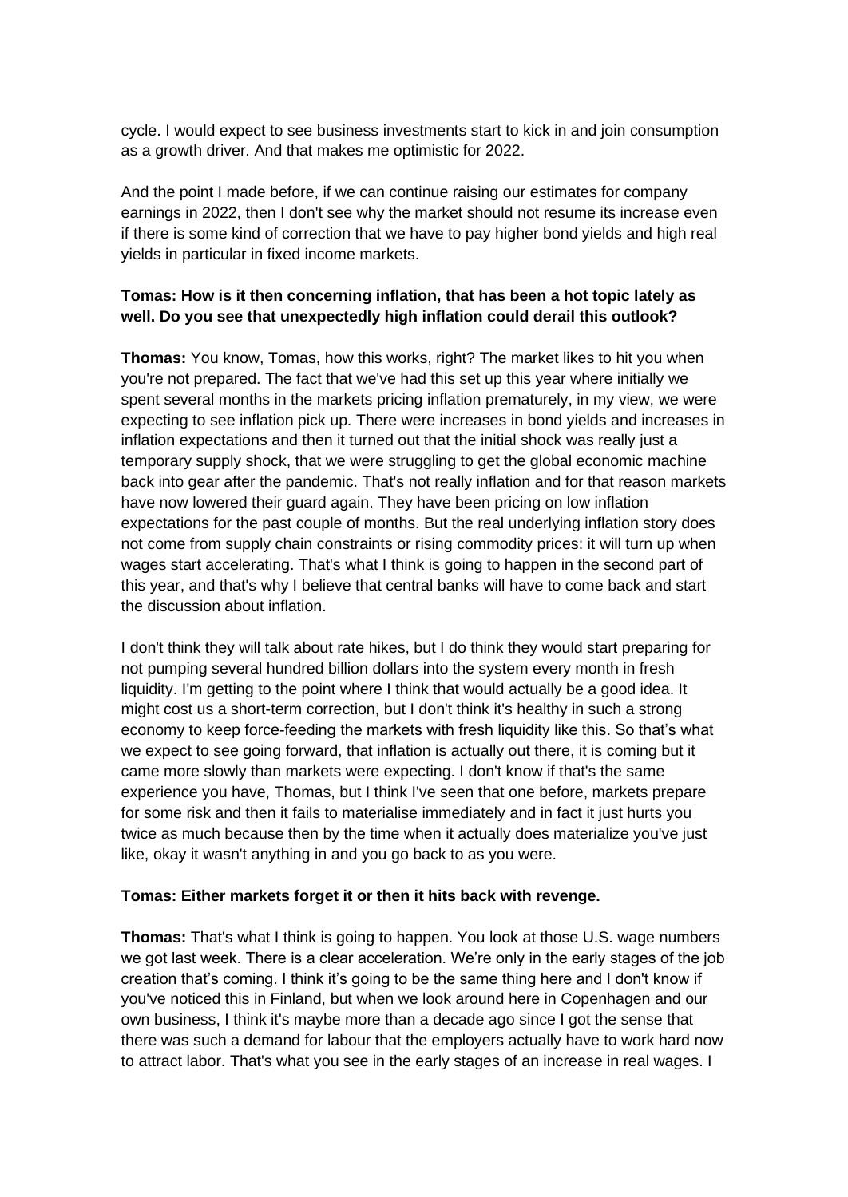cycle. I would expect to see business investments start to kick in and join consumption as a growth driver. And that makes me optimistic for 2022.

And the point I made before, if we can continue raising our estimates for company earnings in 2022, then I don't see why the market should not resume its increase even if there is some kind of correction that we have to pay higher bond yields and high real yields in particular in fixed income markets.

**Tomas: How is it then concerning inflation, that has been a hot topic lately as well. Do you see that unexpectedly high inflation could derail this outlook?**

**Thomas:** You know, Tomas, how this works, right? The market likes to hit you when you're not prepared. The fact that we've had this set up this year where initially we spent several months in the markets pricing inflation prematurely, in my view, we were expecting to see inflation pick up. There were increases in bond yields and increases in inflation expectations and then it turned out that the initial shock was really just a temporary supply shock, that we were struggling to get the global economic machine back into gear after the pandemic. That's not really inflation and for that reason markets have now lowered their guard again. They have been pricing on low inflation expectations for the past couple of months. But the real underlying inflation story does not come from supply chain constraints or rising commodity prices: it will turn up when wages start accelerating. That's what I think is going to happen in the second part of this year, and that's why I believe that central banks will have to come back and start the discussion about inflation.

I don't think they will talk about rate hikes, but I do think they would start preparing for not pumping several hundred billion dollars into the system every month in fresh liquidity. I'm getting to the point where I think that would actually be a good idea. It might cost us a short-term correction, but I don't think it's healthy in such a strong economy to keep force-feeding the markets with fresh liquidity like this. So that's what we expect to see going forward, that inflation is actually out there, it is coming but it came more slowly than markets were expecting. I don't know if that's the same experience you have, Thomas, but I think I've seen that one before, markets prepare for some risk and then it fails to materialise immediately and in fact it just hurts you twice as much because then by the time when it actually does materialize you've just like, okay it wasn't anything in and you go back to as you were.

**Tomas: Either markets forget it or then it hits back with revenge.**

**Thomas:** That's what I think is going to happen. You look at those U.S. wage numbers we got last week. There is a clear acceleration. We're only in the early stages of the job creation that's coming. I think it's going to be the same thing here and I don't know if you've noticed this in Finland, but when we look around here in Copenhagen and our own business, I think it's maybe more than a decade ago since I got the sense that there was such a demand for labour that the employers actually have to work hard now to attract labor. That's what you see in the early stages of an increase in real wages. I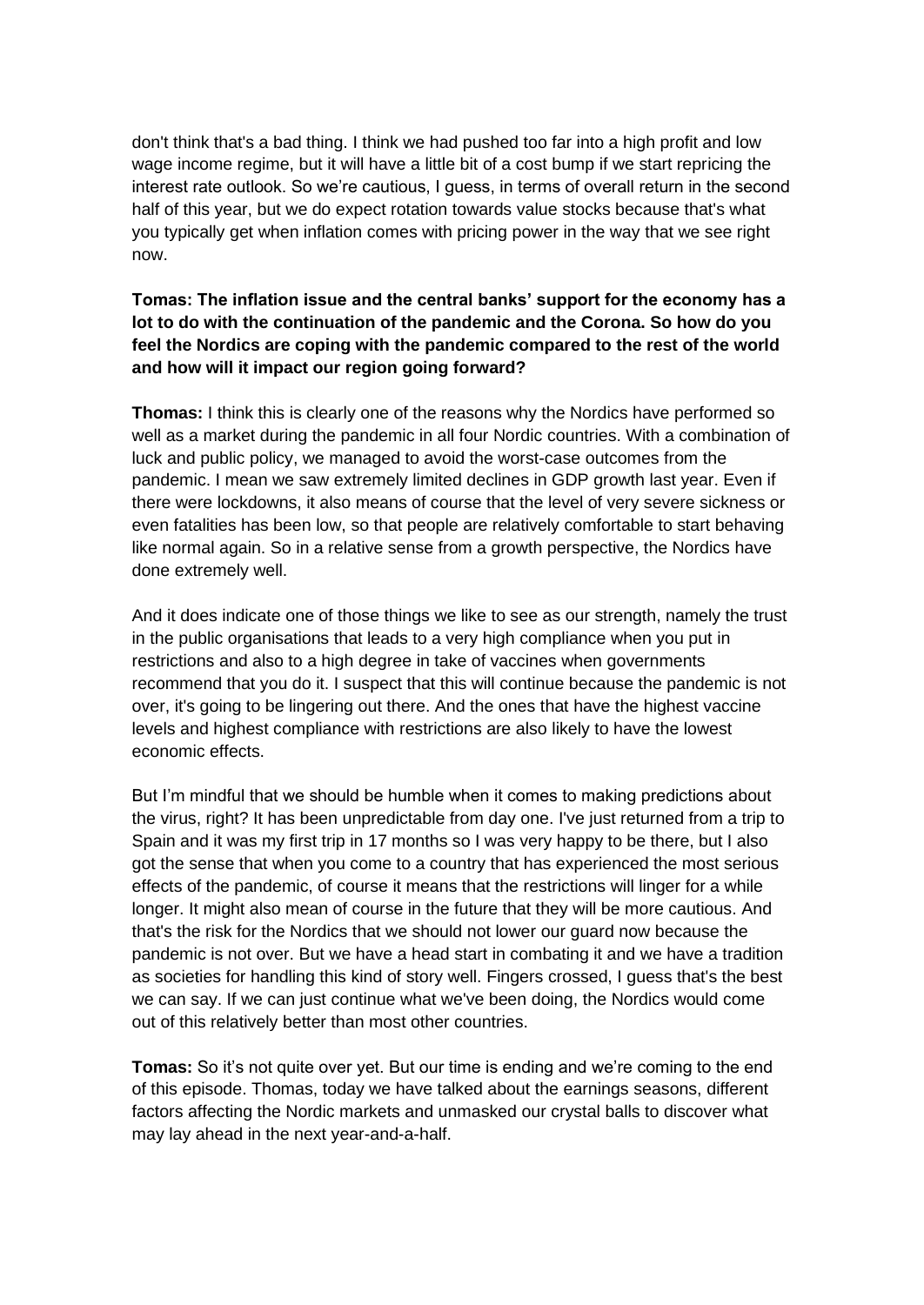don't think that's a bad thing. I think we had pushed too far into a high profit and low wage income regime, but it will have a little bit of a cost bump if we start repricing the interest rate outlook. So we're cautious, I guess, in terms of overall return in the second half of this year, but we do expect rotation towards value stocks because that's what you typically get when inflation comes with pricing power in the way that we see right now.

**Tomas: The inflation issue and the central banks' support for the economy has a lot to do with the continuation of the pandemic and the Corona. So how do you feel the Nordics are coping with the pandemic compared to the rest of the world and how will it impact our region going forward?**

**Thomas:** I think this is clearly one of the reasons why the Nordics have performed so well as a market during the pandemic in all four Nordic countries. With a combination of luck and public policy, we managed to avoid the worst-case outcomes from the pandemic. I mean we saw extremely limited declines in GDP growth last year. Even if there were lockdowns, it also means of course that the level of very severe sickness or even fatalities has been low, so that people are relatively comfortable to start behaving like normal again. So in a relative sense from a growth perspective, the Nordics have done extremely well.

And it does indicate one of those things we like to see as our strength, namely the trust in the public organisations that leads to a very high compliance when you put in restrictions and also to a high degree in take of vaccines when governments recommend that you do it. I suspect that this will continue because the pandemic is not over, it's going to be lingering out there. And the ones that have the highest vaccine levels and highest compliance with restrictions are also likely to have the lowest economic effects.

But I'm mindful that we should be humble when it comes to making predictions about the virus, right? It has been unpredictable from day one. I've just returned from a trip to Spain and it was my first trip in 17 months so I was very happy to be there, but I also got the sense that when you come to a country that has experienced the most serious effects of the pandemic, of course it means that the restrictions will linger for a while longer. It might also mean of course in the future that they will be more cautious. And that's the risk for the Nordics that we should not lower our guard now because the pandemic is not over. But we have a head start in combating it and we have a tradition as societies for handling this kind of story well. Fingers crossed, I guess that's the best we can say. If we can just continue what we've been doing, the Nordics would come out of this relatively better than most other countries.

**Tomas:** So it's not quite over yet. But our time is ending and we're coming to the end of this episode. Thomas, today we have talked about the earnings seasons, different factors affecting the Nordic markets and unmasked our crystal balls to discover what may lay ahead in the next year-and-a-half.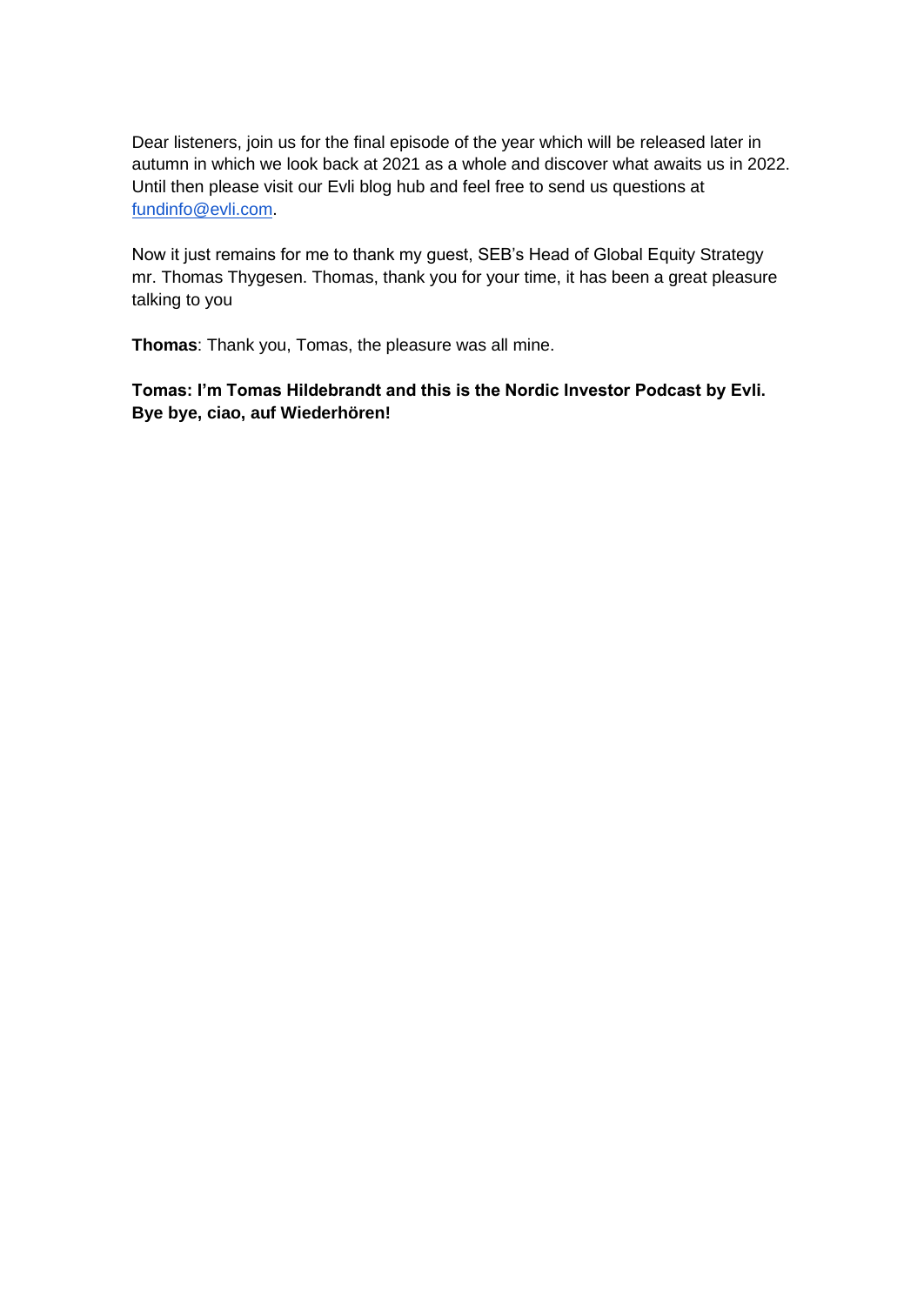Dear listeners, join us for the final episode of the year which will be released later in autumn in which we look back at 2021 as a whole and discover what awaits us in 2022. Until then please visit our Evli blog hub and feel free to send us questions at fundinfo@evli.com.

Now it just remains for me to thank my guest, SEB's Head of Global Equity Strategy mr. Thomas Thygesen. Thomas, thank you for your time, it has been a great pleasure talking to you

**Thomas**: Thank you, Tomas, the pleasure was all mine.

**Tomas: I'm Tomas Hildebrandt and this is the Nordic Investor Podcast by Evli. Bye bye, ciao, auf Wiederhören!**